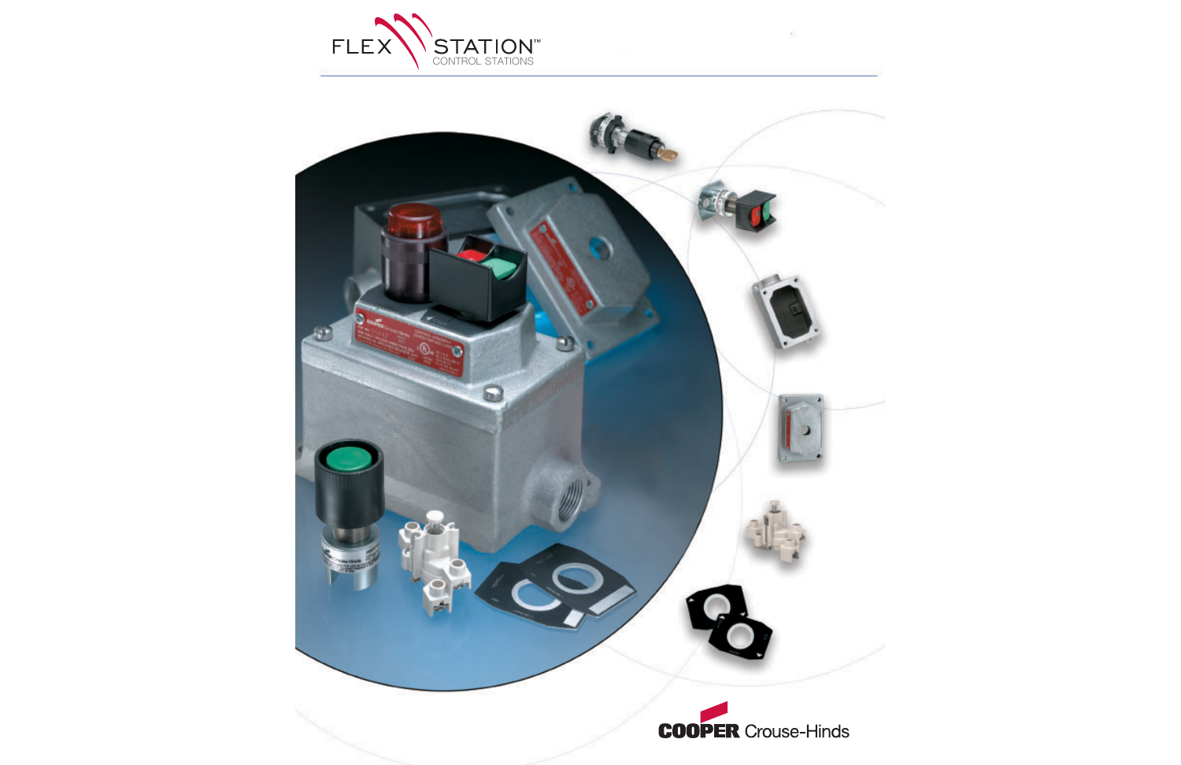# FLEX STATION™

CONTROL STATIONS

COOPER Crouse-Hinds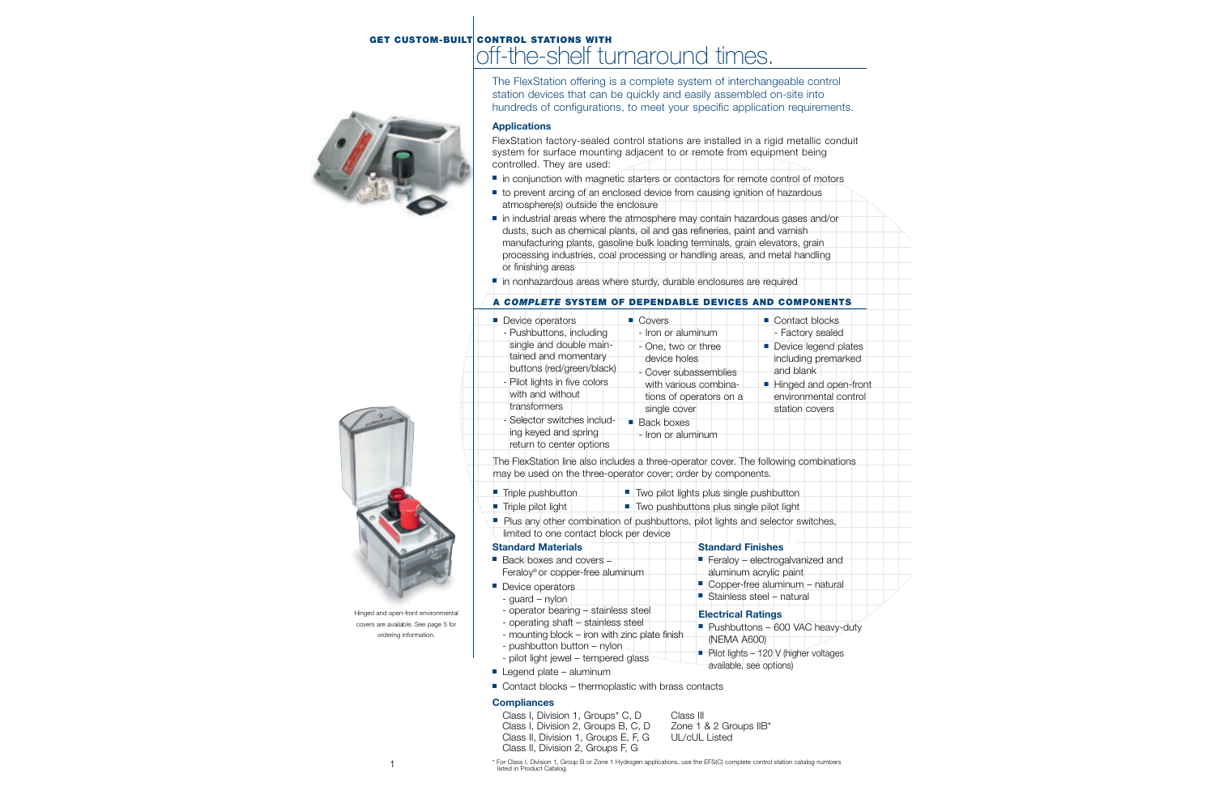# GET CUSTOM-BUILT CONTROL STATIONS WITH off-the-shelf turnaround times.

The FlexStation offering is a complete system of interchangeable control station devices that can be quickly and easily assembled on-site into hundreds of configurations, to meet your specific application requirements.

### Applications

FlexStation factory-sealed control stations are installed in a rigid metallic conduit system for surface mounting adjacent to or remote from equipment being controlled. They are used:

- in conjunction with magnetic starters or contactors for remote control of motors
- to prevent arcing of an enclosed device from causing ignition of hazardous atmosphere(s) outside the enclosure
- in industrial areas where the atmosphere may contain hazardous gases and/or dusts, such as chemical plants, oil and gas refineries, paint and varnish manufacturing plants, gasoline bulk loading terminals, grain elevators, grain processing industries, coal processing or handling areas, and metal handling or finishing areas
- in nonhazardous areas where sturdy, durable enclosures are required

## A *COMPLETE* SYSTEM OF DEPENDABLE DEVICES AND COMPONENTS

- Device operators
  - Pushbuttons, including single and double maintained and momentary buttons (red/green/black)
  - Pilot lights in five colors with and without transformers
  - Selector switches including keyed and spring return to center options
- Covers
  - Iron or aluminum
  - One, two or three device holes
  - Cover subassemblies with various combinations of operators on a single cover
- Back boxes
  - Iron or aluminum
- Contact blocks
  - Factory sealed
- Device legend plates including premarked and blank
- Hinged and open-front environmental control station covers

The FlexStation line also includes a three-operator cover. The following combinations may be used on the three-operator cover; order by components.

- Triple pushbutton
- Triple pilot light
- Two pilot lights plus single pushbutton
- Two pushbuttons plus single pilot light
- Plus any other combination of pushbuttons, pilot lights and selector switches, limited to one contact block per device

### Standard Materials

- Back boxes and covers – Feraloy® or copper-free aluminum
- Device operators
  - guard – nylon
  - operator bearing – stainless steel
  - operating shaft – stainless steel
  - mounting block – iron with zinc plate finish
  - pushbutton button – nylon
  - pilot light jewel – tempered glass
- Legend plate – aluminum
- Contact blocks – thermoplastic with brass contacts

### Standard Finishes

- Feraloy – electrogalvanized and aluminum acrylic paint
- Copper-free aluminum – natural
- Stainless steel – natural

### Electrical Ratings

- Pushbuttons – 600 VAC heavy-duty (NEMA A600)
- Pilot lights – 120 V (higher voltages available, see options)

### Compliances

Class I, Division 1, Groups* C, D
Class I, Division 2, Groups B, C, D
Class II, Division 1, Groups E, F, G
Class II, Division 2, Groups F, G
Class III
Zone 1 & 2 Groups IIB*
UL/cUL Listed

Hinged and open-front environmental covers are available. See page 5 for ordering information.

\* For Class I, Division 1, Group B or Zone 1 Hydrogen applications, use the EFS(C) complete control station catalog numbers listed in Product Catalog.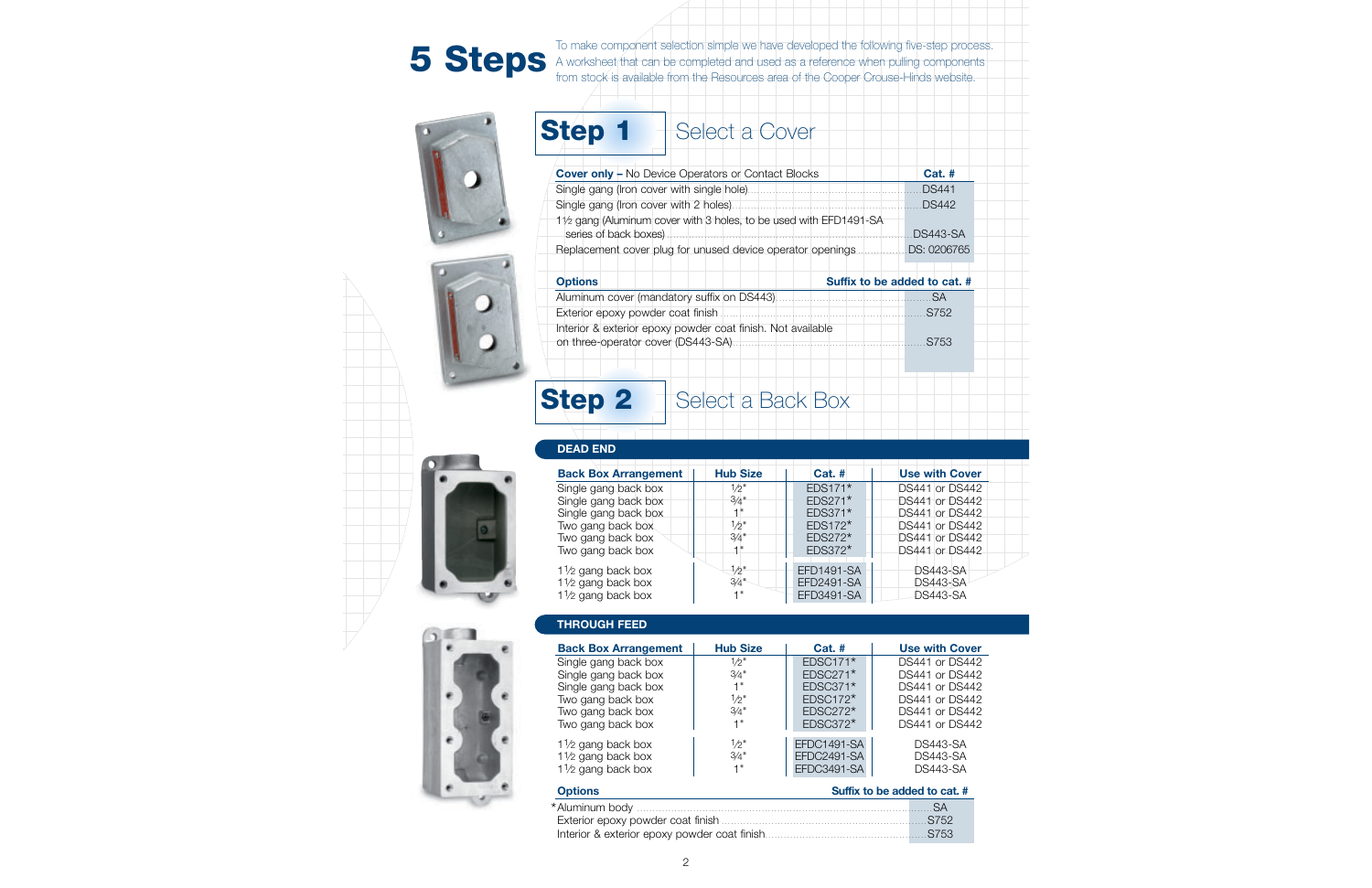# 5 Steps

To make component selection simple we have developed the following five-step process. A worksheet that can be completed and used as a reference when pulling components from stock is available from the Resources area of the Cooper Crouse-Hinds website.

## Step 1 Select a Cover

| **Cover only –** No Device Operators or Contact Blocks | **Cat. #** |
|---|---|
| Single gang (Iron cover with single hole) | DS441 |
| Single gang (Iron cover with 2 holes) | DS442 |
| 1½ gang (Aluminum cover with 3 holes, to be used with EFD1491-SA series of back boxes) | DS443-SA |
| Replacement cover plug for unused device operator openings | DS: 0206765 |

| **Options** | **Suffix to be added to cat. #** |
|---|---|
| Aluminum cover (mandatory suffix on DS443) | SA |
| Exterior epoxy powder coat finish | S752 |
| Interior & exterior epoxy powder coat finish. Not available on three-operator cover (DS443-SA) | S753 |

## Step 2 Select a Back Box

### DEAD END

| Back Box Arrangement | Hub Size | Cat. # | Use with Cover |
|---|---|---|---|
| Single gang back box | ½" | EDS171* | DS441 or DS442 |
| Single gang back box | ¾" | EDS271* | DS441 or DS442 |
| Single gang back box | 1" | EDS371* | DS441 or DS442 |
| Two gang back box | ½" | EDS172* | DS441 or DS442 |
| Two gang back box | ¾" | EDS272* | DS441 or DS442 |
| Two gang back box | 1" | EDS372* | DS441 or DS442 |
| 1½ gang back box | ½" | EFD1491-SA | DS443-SA |
| 1½ gang back box | ¾" | EFD2491-SA | DS443-SA |
| 1½ gang back box | 1" | EFD3491-SA | DS443-SA |

### THROUGH FEED

| Back Box Arrangement | Hub Size | Cat. # | Use with Cover |
|---|---|---|---|
| Single gang back box | ½" | EDSC171* | DS441 or DS442 |
| Single gang back box | ¾" | EDSC271* | DS441 or DS442 |
| Single gang back box | 1" | EDSC371* | DS441 or DS442 |
| Two gang back box | ½" | EDSC172* | DS441 or DS442 |
| Two gang back box | ¾" | EDSC272* | DS441 or DS442 |
| Two gang back box | 1" | EDSC372* | DS441 or DS442 |
| 1½ gang back box | ½" | EFDC1491-SA | DS443-SA |
| 1½ gang back box | ¾" | EFDC2491-SA | DS443-SA |
| 1½ gang back box | 1" | EFDC3491-SA | DS443-SA |

| **Options** | **Suffix to be added to cat. #** |
|---|---|
| *Aluminum body | SA |
| Exterior epoxy powder coat finish | S752 |
| Interior & exterior epoxy powder coat finish | S753 |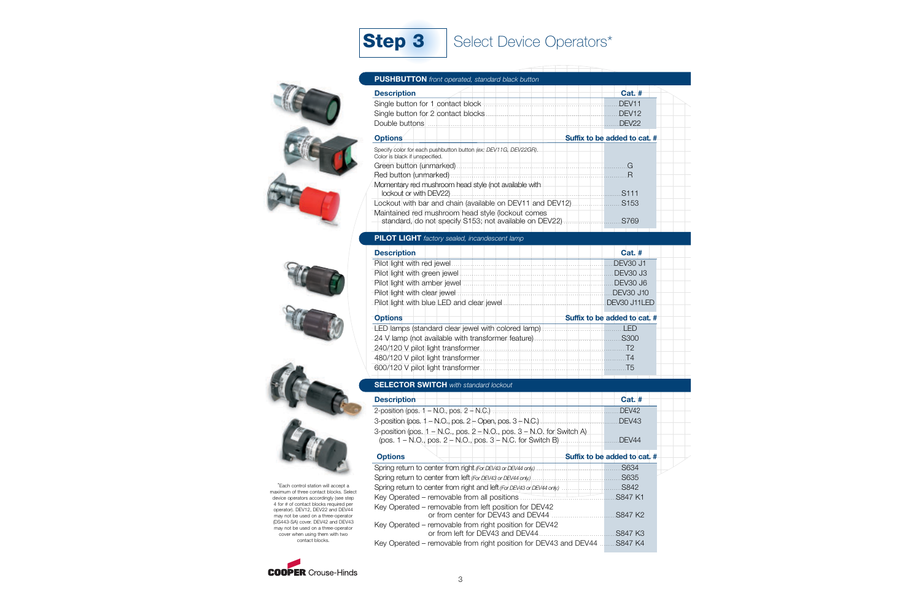## Step 3 Select Device Operators*

### PUSHBUTTON *front operated, standard black button*

| Description | Cat. # |
|---|---|
| Single button for 1 contact block | DEV11 |
| Single button for 2 contact blocks | DEV12 |
| Double buttons | DEV22 |

| Options | Suffix to be added to cat. # |
|---|---|
| Specify color for each pushbutton button (ex: *DEV11G, DEV22GR*). Color is black if unspecified. | |
| Green button (unmarked) | G |
| Red button (unmarked) | R |
| Momentary red mushroom head style (not available with lockout or with DEV22) | S111 |
| Lockout with bar and chain (available on DEV11 and DEV12) | S153 |
| Maintained red mushroom head style (lockout comes standard, do not specify S153; not available on DEV22) | S769 |

### PILOT LIGHT *factory sealed, incandescent lamp*

| Description | Cat. # |
|---|---|
| Pilot light with red jewel | DEV30 J1 |
| Pilot light with green jewel | DEV30 J3 |
| Pilot light with amber jewel | DEV30 J6 |
| Pilot light with clear jewel | DEV30 J10 |
| Pilot light with blue LED and clear jewel | DEV30 J11LED |

| Options | Suffix to be added to cat. # |
|---|---|
| LED lamps (standard clear jewel with colored lamp) | LED |
| 24 V lamp (not available with transformer feature) | S300 |
| 240/120 V pilot light transformer | T2 |
| 480/120 V pilot light transformer | T4 |
| 600/120 V pilot light transformer | T5 |

### SELECTOR SWITCH *with standard lockout*

| Description | Cat. # |
|---|---|
| 2-position (pos. 1 – N.O., pos. 2 – N.C.) | DEV42 |
| 3-position (pos. 1 – N.O., pos. 2 – Open, pos. 3 – N.C.) | DEV43 |
| 3-position (pos. 1 – N.C., pos. 2 – N.O., pos. 3 – N.O. for Switch A) (pos. 1 – N.O., pos. 2 – N.O., pos. 3 – N.C. for Switch B) | DEV44 |

| Options | Suffix to be added to cat. # |
|---|---|
| Spring return to center from right *(For DEV43 or DEV44 only)* | S634 |
| Spring return to center from left *(For DEV43 or DEV44 only)* | S635 |
| Spring return to center from right and left *(For DEV43 or DEV44 only)* | S842 |
| Key Operated – removable from all positions | S847 K1 |
| Key Operated – removable from left position for DEV42 or from center for DEV43 and DEV44 | S847 K2 |
| Key Operated – removable from right position for DEV42 or from left for DEV43 and DEV44 | S847 K3 |
| Key Operated – removable from right position for DEV43 and DEV44 | S847 K4 |

*Each control station will accept a maximum of three contact blocks. Select device operators accordingly (see step 4 for # of contact blocks required per operator). DEV12, DEV22 and DEV44 may not be used on a three-operator (DS443-SA) cover. DEV42 and DEV43 may not be used on a three-operator cover when using them with two contact blocks.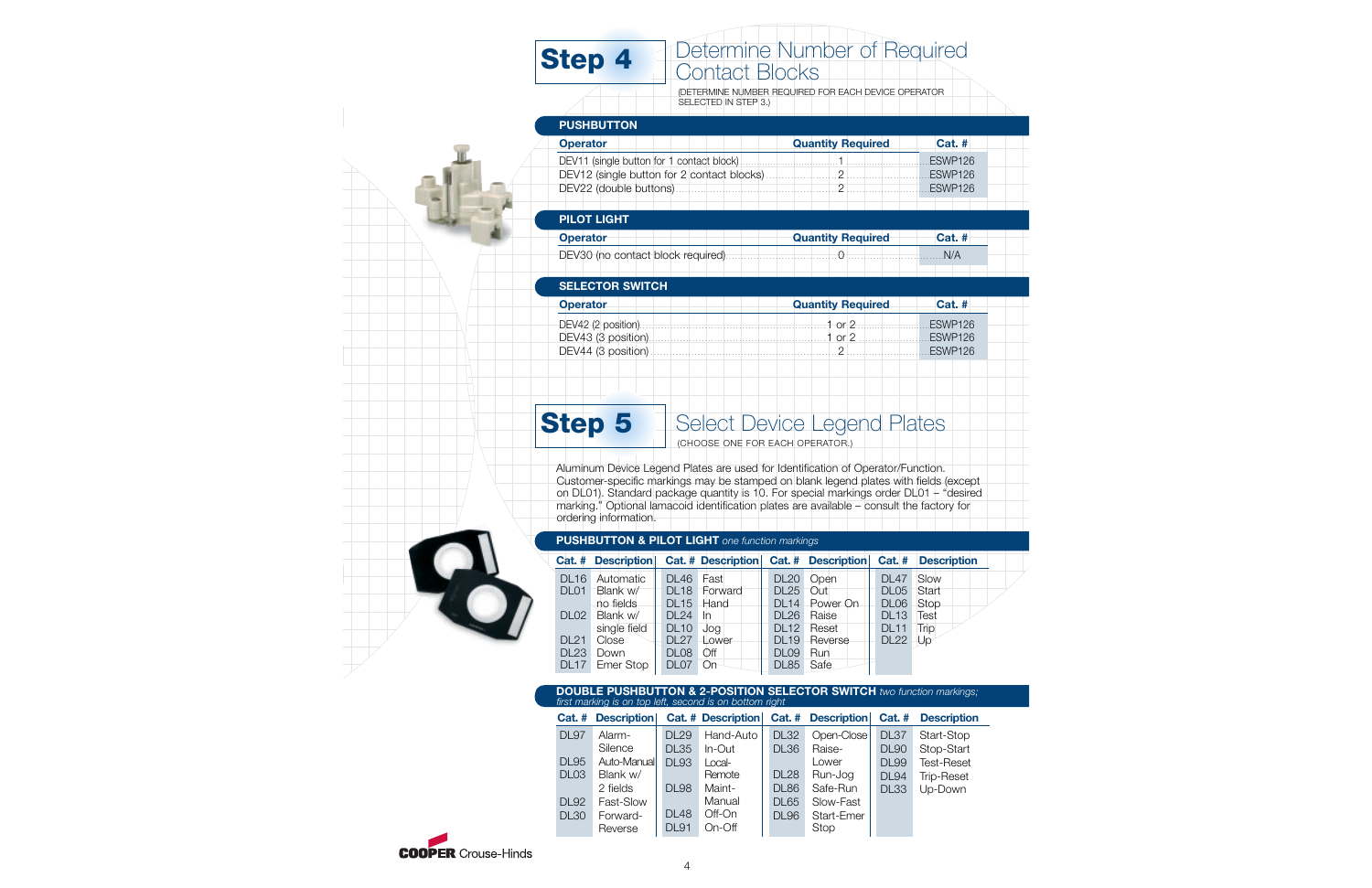## Step 4 Determine Number of Required Contact Blocks

(DETERMINE NUMBER REQUIRED FOR EACH DEVICE OPERATOR SELECTED IN STEP 3.)

### PUSHBUTTON

| Operator | Quantity Required | Cat. # |
|---|---|---|
| DEV11 (single button for 1 contact block) | 1 | ESWP126 |
| DEV12 (single button for 2 contact blocks) | 2 | ESWP126 |
| DEV22 (double buttons) | 2 | ESWP126 |

### PILOT LIGHT

| Operator | Quantity Required | Cat. # |
|---|---|---|
| DEV30 (no contact block required) | 0 | N/A |

### SELECTOR SWITCH

| Operator | Quantity Required | Cat. # |
|---|---|---|
| DEV42 (2 position) | 1 or 2 | ESWP126 |
| DEV43 (3 position) | 1 or 2 | ESWP126 |
| DEV44 (3 position) | 2 | ESWP126 |

## Step 5 Select Device Legend Plates

(CHOOSE ONE FOR EACH OPERATOR.)

Aluminum Device Legend Plates are used for Identification of Operator/Function. Customer-specific markings may be stamped on blank legend plates with fields (except on DL01). Standard package quantity is 10. For special markings order DL01 – "desired marking." Optional lamacoid identification plates are available – consult the factory for ordering information.

### PUSHBUTTON & PILOT LIGHT *one function markings*

| Cat. # | Description | Cat. # | Description | Cat. # | Description | Cat. # | Description |
|---|---|---|---|---|---|---|---|
| DL16 | Automatic | DL46 | Fast | DL20 | Open | DL47 | Slow |
| DL01 | Blank w/ no fields | DL18 | Forward | DL25 | Out | DL05 | Start |
| | | DL15 | Hand | DL14 | Power On | DL06 | Stop |
| DL02 | Blank w/ single field | DL24 | In | DL26 | Raise | DL13 | Test |
| | | DL10 | Jog | DL12 | Reset | DL11 | Trip |
| DL21 | Close | DL27 | Lower | DL19 | Reverse | DL22 | Up |
| DL23 | Down | DL08 | Off | DL09 | Run | | |
| DL17 | Emer Stop | DL07 | On | DL85 | Safe | | |

### DOUBLE PUSHBUTTON & 2-POSITION SELECTOR SWITCH *two function markings; first marking is on top left, second is on bottom right*

| Cat. # | Description | Cat. # | Description | Cat. # | Description | Cat. # | Description |
|---|---|---|---|---|---|---|---|
| DL97 | Alarm-Silence | DL29 | Hand-Auto | DL32 | Open-Close | DL37 | Start-Stop |
| | | DL35 | In-Out | DL36 | Raise-Lower | DL90 | Stop-Start |
| DL95 | Auto-Manual | DL93 | Local-Remote | | | DL99 | Test-Reset |
| DL03 | Blank w/ 2 fields | | | DL28 | Run-Jog | DL94 | Trip-Reset |
| | | DL98 | Maint-Manual | DL86 | Safe-Run | DL33 | Up-Down |
| DL92 | Fast-Slow | | | DL65 | Slow-Fast | | |
| DL30 | Forward-Reverse | DL48 | Off-On | DL96 | Start-Emer Stop | | |
| | | DL91 | On-Off | | | | |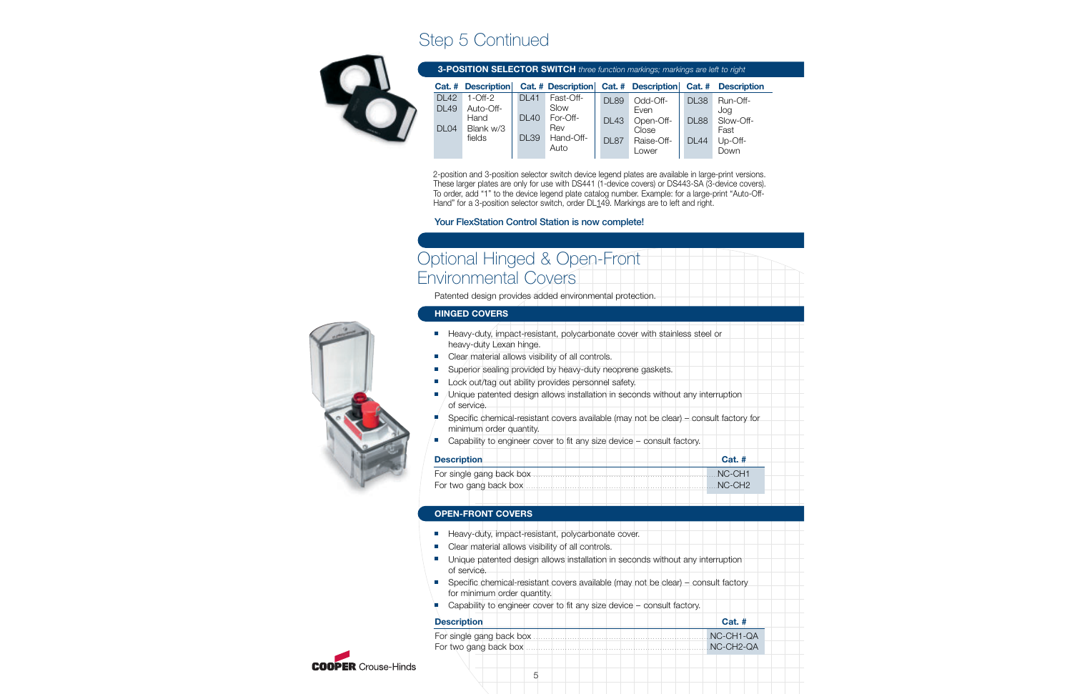## Step 5 Continued

**3-POSITION SELECTOR SWITCH** *three function markings; markings are left to right*

| Cat. # | Description | Cat. # | Description | Cat. # | Description | Cat. # | Description |
|---|---|---|---|---|---|---|---|
| DL42 | 1-Off-2 | DL41 | Fast-Off-Slow | DL89 | Odd-Off-Even | DL38 | Run-Off-Jog |
| DL49 | Auto-Off-Hand | DL40 | For-Off-Rev | DL43 | Open-Off-Close | DL88 | Slow-Off-Fast |
| DL04 | Blank w/3 fields | DL39 | Hand-Off-Auto | DL87 | Raise-Off-Lower | DL44 | Up-Off-Down |

2-position and 3-position selector switch device legend plates are available in large-print versions. These larger plates are only for use with DS441 (1-device covers) or DS443-SA (3-device covers). To order, add "1" to the device legend plate catalog number. Example: for a large-print "Auto-Off-Hand" for a 3-position selector switch, order DL149. Markings are to left and right.

**Your FlexStation Control Station is now complete!**

# Optional Hinged & Open-Front Environmental Covers

Patented design provides added environmental protection.

### HINGED COVERS

- Heavy-duty, impact-resistant, polycarbonate cover with stainless steel or heavy-duty Lexan hinge.
- Clear material allows visibility of all controls.
- Superior sealing provided by heavy-duty neoprene gaskets.
- Lock out/tag out ability provides personnel safety.
- Unique patented design allows installation in seconds without any interruption of service.
- Specific chemical-resistant covers available (may not be clear) – consult factory for minimum order quantity.
- Capability to engineer cover to fit any size device – consult factory.

| Description | Cat. # |
|---|---|
| For single gang back box | NC-CH1 |
| For two gang back box | NC-CH2 |

### OPEN-FRONT COVERS

- Heavy-duty, impact-resistant, polycarbonate cover.
- Clear material allows visibility of all controls.
- Unique patented design allows installation in seconds without any interruption of service.
- Specific chemical-resistant covers available (may not be clear) – consult factory for minimum order quantity.
- Capability to engineer cover to fit any size device – consult factory.

| Description | Cat. # |
|---|---|
| For single gang back box | NC-CH1-QA |
| For two gang back box | NC-CH2-QA |

COOPER Crouse-Hinds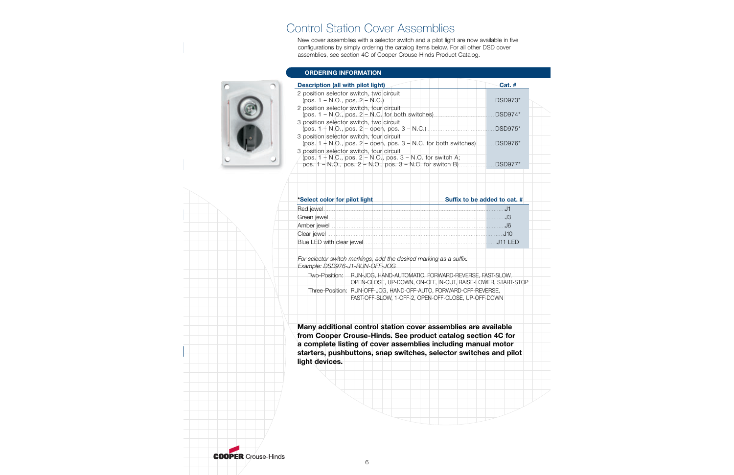# Control Station Cover Assemblies

New cover assemblies with a selector switch and a pilot light are now available in five configurations by simply ordering the catalog items below. For all other DSD cover assemblies, see section 4C of Cooper Crouse-Hinds Product Catalog.

## ORDERING INFORMATION

| Description (all with pilot light) | Cat. # |
|---|---|
| 2 position selector switch, two circuit (pos. 1 – N.O., pos. 2 – N.C.) | DSD973* |
| 2 position selector switch, four circuit (pos. 1 – N.O., pos. 2 – N.C. for both switches) | DSD974* |
| 3 position selector switch, two circuit (pos. 1 – N.O., pos. 2 – open, pos. 3 – N.C.) | DSD975* |
| 3 position selector switch, four circuit (pos. 1 – N.O., pos. 2 – open, pos. 3 – N.C. for both switches) | DSD976* |
| 3 position selector switch, four circuit (pos. 1 – N.C., pos. 2 – N.O., pos. 3 – N.O. for switch A; pos. 1 – N.O., pos. 2 – N.O., pos. 3 – N.C. for switch B) | DSD977* |

| *Select color for pilot light | Suffix to be added to cat. # |
|---|---|
| Red jewel | J1 |
| Green jewel | J3 |
| Amber jewel | J6 |
| Clear jewel | J10 |
| Blue LED with clear jewel | J11 LED |

*For selector switch markings, add the desired marking as a suffix.*
*Example: DSD976-J1-RUN-OFF-JOG*

Two-Position: RUN-JOG, HAND-AUTOMATIC, FORWARD-REVERSE, FAST-SLOW, OPEN-CLOSE, UP-DOWN, ON-OFF, IN-OUT, RAISE-LOWER, START-STOP

Three-Position: RUN-OFF-JOG, HAND-OFF-AUTO, FORWARD-OFF-REVERSE, FAST-OFF-SLOW, 1-OFF-2, OPEN-OFF-CLOSE, UP-OFF-DOWN

**Many additional control station cover assemblies are available from Cooper Crouse-Hinds. See product catalog section 4C for a complete listing of cover assemblies including manual motor starters, pushbuttons, snap switches, selector switches and pilot light devices.**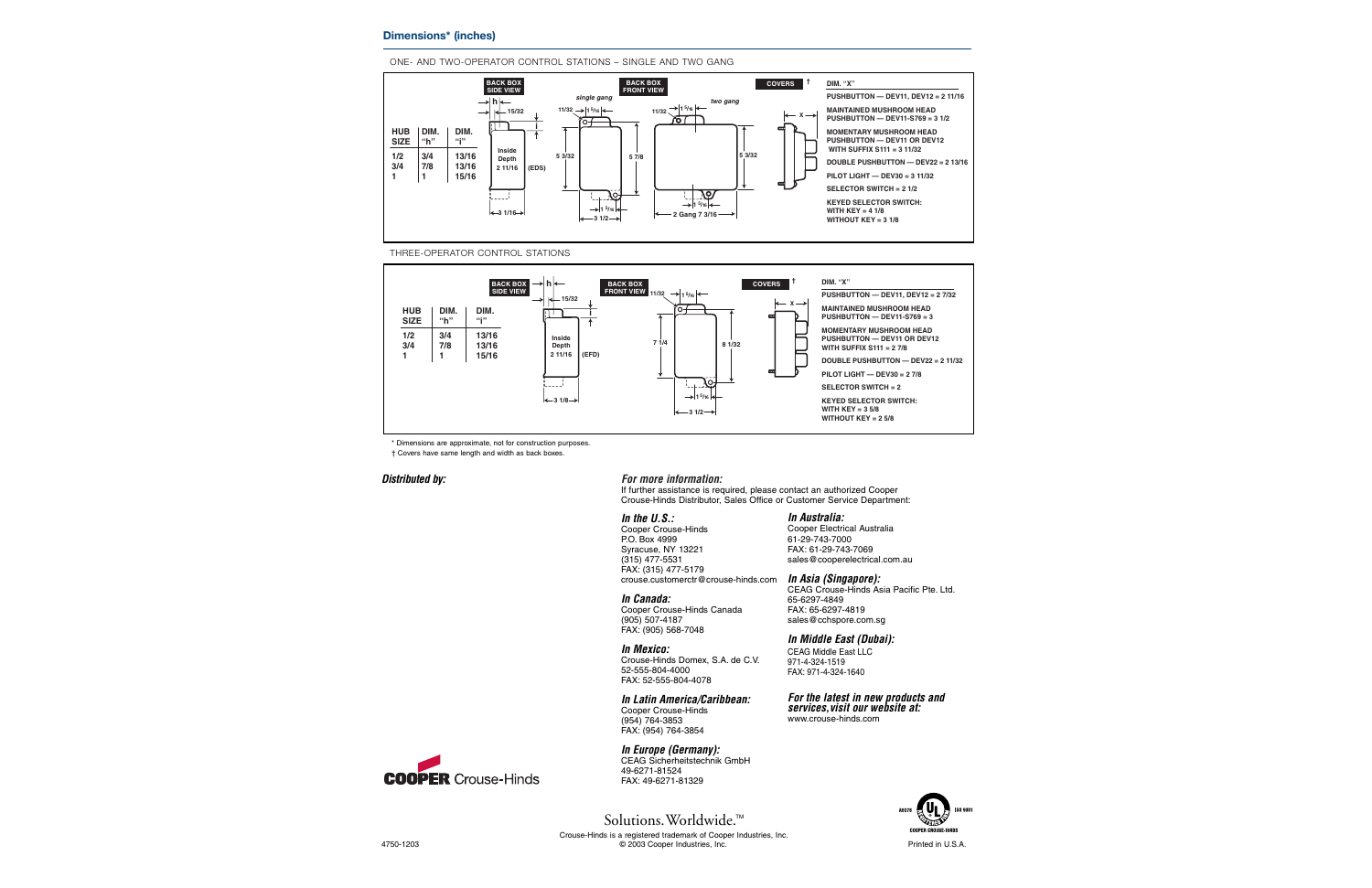## Dimensions* (inches)

ONE- AND TWO-OPERATOR CONTROL STATIONS – SINGLE AND TWO GANG

| HUB SIZE | DIM. "h" | DIM. "i" |
|---|---|---|
| 1/2 | 3/4 | 13/16 |
| 3/4 | 7/8 | 13/16 |
| 1 | 1 | 15/16 |

BACK BOX SIDE VIEW

h

15/32

i

Inside Depth 2 11/16 (EDS)

3 1/16

BACK BOX FRONT VIEW

single gang

11/32

1 5/16

5 3/32

5 7/8

1 5/16

3 1/2

two gang

11/32

1 5/16

5 3/32

1 5/16

2 Gang 7 3/16

COVERS †

X

DIM. "X"

PUSHBUTTON — DEV11, DEV12 = 2 11/16

MAINTAINED MUSHROOM HEAD PUSHBUTTON — DEV11-S769 = 3 1/2

MOMENTARY MUSHROOM HEAD PUSHBUTTON — DEV11 OR DEV12 WITH SUFFIX S111 = 3 11/32

DOUBLE PUSHBUTTON — DEV22 = 2 13/16

PILOT LIGHT — DEV30 = 3 11/32

SELECTOR SWITCH = 2 1/2

KEYED SELECTOR SWITCH:
WITH KEY = 4 1/8
WITHOUT KEY = 3 1/8

THREE-OPERATOR CONTROL STATIONS

| HUB SIZE | DIM. "h" | DIM. "i" |
|---|---|---|
| 1/2 | 3/4 | 13/16 |
| 3/4 | 7/8 | 13/16 |
| 1 | 1 | 15/16 |

BACK BOX SIDE VIEW

h

15/32

i

Inside Depth 2 11/16 (EFD)

3 1/8

BACK BOX FRONT VIEW

11/32

1 5/16

7 1/4

8 1/32

1 5/16

3 1/2

COVERS †

X

DIM. "X"

PUSHBUTTON — DEV11, DEV12 = 2 7/32

MAINTAINED MUSHROOM HEAD PUSHBUTTON — DEV11-S769 = 3

MOMENTARY MUSHROOM HEAD PUSHBUTTON — DEV11 OR DEV12 WITH SUFFIX S111 = 2 7/8

DOUBLE PUSHBUTTON — DEV22 = 2 11/32

PILOT LIGHT — DEV30 = 2 7/8

SELECTOR SWITCH = 2

KEYED SELECTOR SWITCH:
WITH KEY = 3 5/8
WITHOUT KEY = 2 5/8

* Dimensions are approximate, not for construction purposes.

† Covers have same length and width as back boxes.

***Distributed by:***

***For more information:***

If further assistance is required, please contact an authorized Cooper Crouse-Hinds Distributor, Sales Office or Customer Service Department:

***In the U.S.:***
Cooper Crouse-Hinds
P.O. Box 4999
Syracuse, NY 13221
(315) 477-5531
FAX: (315) 477-5179
crouse.customerctr@crouse-hinds.com

***In Canada:***
Cooper Crouse-Hinds Canada
(905) 507-4187
FAX: (905) 568-7048

***In Mexico:***
Crouse-Hinds Domex, S.A. de C.V.
52-555-804-4000
FAX: 52-555-804-4078

***In Latin America/Caribbean:***
Cooper Crouse-Hinds
(954) 764-3853
FAX: (954) 764-3854

***In Europe (Germany):***
CEAG Sicherheitstechnik GmbH
49-6271-81524
FAX: 49-6271-81329

***In Australia:***
Cooper Electrical Australia
61-29-743-7000
FAX: 61-29-743-7069
sales@cooperelectrical.com.au

***In Asia (Singapore):***
CEAG Crouse-Hinds Asia Pacific Pte. Ltd.
65-6297-4849
FAX: 65-6297-4819
sales@cchspore.com.sg

***In Middle East (Dubai):***
CEAG Middle East LLC
971-4-324-1519
FAX: 971-4-324-1640

***For the latest in new products and services, visit our website at:***
www.crouse-hinds.com

COOPER Crouse-Hinds

Solutions. Worldwide.™

Crouse-Hinds is a registered trademark of Cooper Industries, Inc.
© 2003 Cooper Industries, Inc.

4750-1203

Printed in U.S.A.